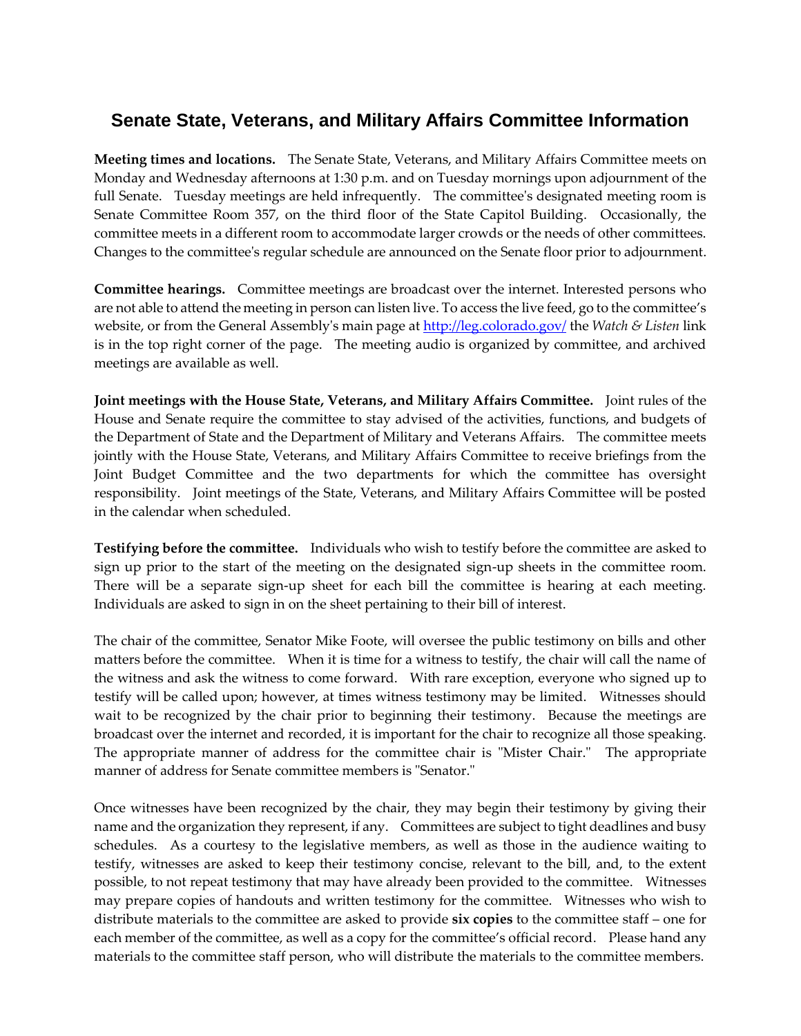# Senate State, Veterans, and Military Affairs Committee Information

**Meeting times and locations.** The Senate State, Veterans, and Military Affairs Committee meets on Monday and Wednesday afternoons at 1:30 p.m. and on Tuesday mornings upon adjournment of the full Senate. Tuesday meetings are held infrequently. The committee's designated meeting room is Senate Committee Room 357, on the third floor of the State Capitol Building. Occasionally, the committee meets in a different room to accommodate larger crowds or the needs of other committees. Changes to the committee's regular schedule are announced on the Senate floor prior to adjournment.

**Committee hearings.** Committee meetings are broadcast over the internet. Interested persons who are not able to attend the meeting in person can listen live. To access the live feed, go to the committee's website, or from the General Assembly's main page at [http://leg.colorado.gov/](http://leg.colorado.gov/) the *Watch & Listen* link is in the top right corner of the page. The meeting audio is organized by committee, and archived meetings are available as well.

**Joint meetings with the House State, Veterans, and Military Affairs Committee.** Joint rules of the House and Senate require the committee to stay advised of the activities, functions, and budgets of the Department of State and the Department of Military and Veterans Affairs. The committee meets jointly with the House State, Veterans, and Military Affairs Committee to receive briefings from the Joint Budget Committee and the two departments for which the committee has oversight responsibility. Joint meetings of the State, Veterans, and Military Affairs Committee will be posted in the calendar when scheduled.

**Testifying before the committee.** Individuals who wish to testify before the committee are asked to sign up prior to the start of the meeting on the designated sign-up sheets in the committee room. There will be a separate sign-up sheet for each bill the committee is hearing at each meeting. Individuals are asked to sign in on the sheet pertaining to their bill of interest.

The chair of the committee, Senator Mike Foote, will oversee the public testimony on bills and other matters before the committee. When it is time for a witness to testify, the chair will call the name of the witness and ask the witness to come forward. With rare exception, everyone who signed up to testify will be called upon; however, at times witness testimony may be limited. Witnesses should wait to be recognized by the chair prior to beginning their testimony. Because the meetings are broadcast over the internet and recorded, it is important for the chair to recognize all those speaking. The appropriate manner of address for the committee chair is "Mister Chair." The appropriate manner of address for Senate committee members is "Senator."

Once witnesses have been recognized by the chair, they may begin their testimony by giving their name and the organization they represent, if any. Committees are subject to tight deadlines and busy schedules. As a courtesy to the legislative members, as well as those in the audience waiting to testify, witnesses are asked to keep their testimony concise, relevant to the bill, and, to the extent possible, to not repeat testimony that may have already been provided to the committee. Witnesses may prepare copies of handouts and written testimony for the committee. Witnesses who wish to distribute materials to the committee are asked to provide **six copies** to the committee staff – one for each member of the committee, as well as a copy for the committee's official record. Please hand any materials to the committee staff person, who will distribute the materials to the committee members.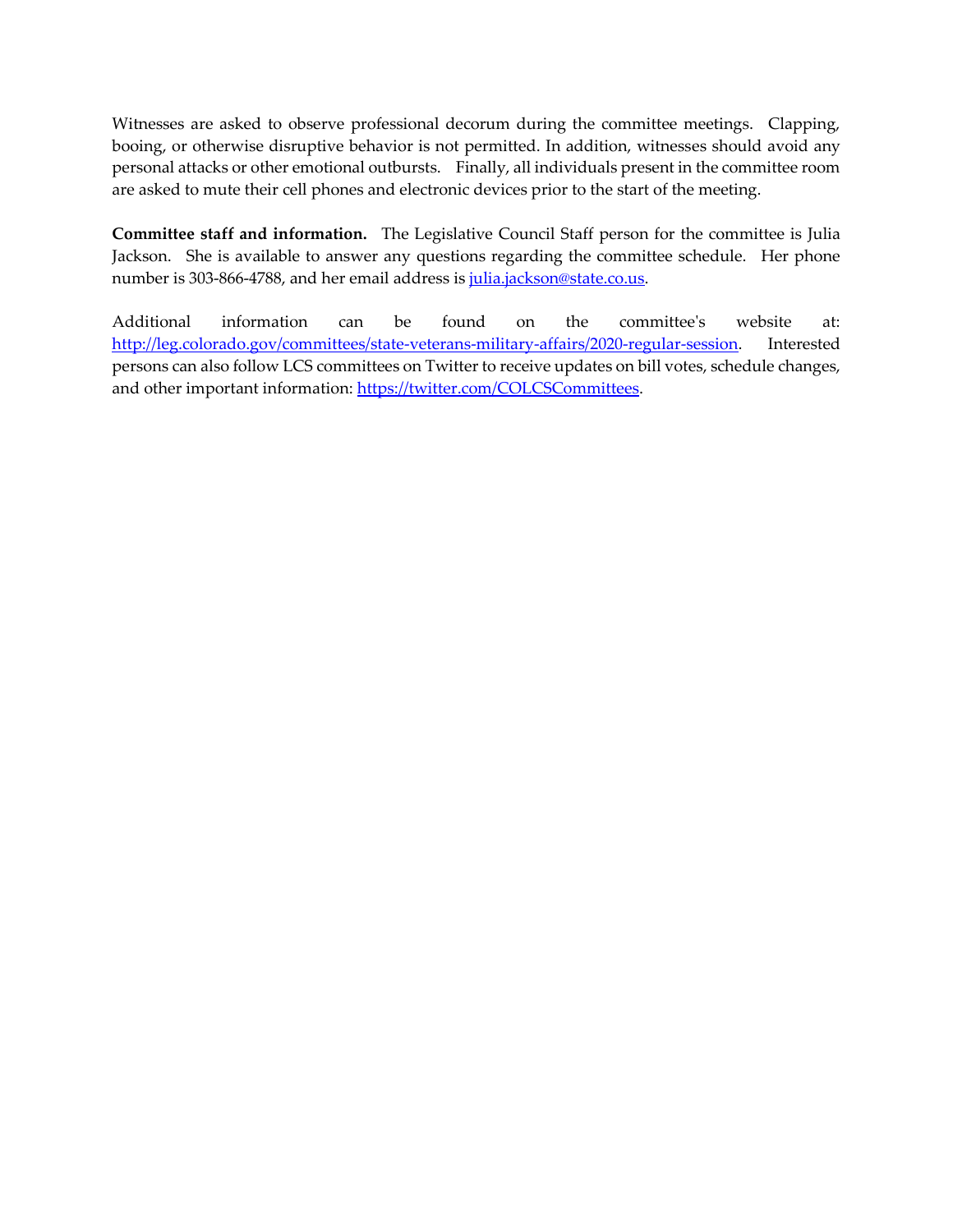Witnesses are asked to observe professional decorum during the committee meetings. Clapping, booing, or otherwise disruptive behavior is not permitted. In addition, witnesses should avoid any personal attacks or other emotional outbursts. Finally, all individuals present in the committee room are asked to mute their cell phones and electronic devices prior to the start of the meeting.

**Committee staff and information.** The Legislative Council Staff person for the committee is Julia Jackson. She is available to answer any questions regarding the committee schedule. Her phone number is 303-866-4788, and her email address is julia.jackson@state.co.us.

Additional information can be found on the committee's website at: http://leg.colorado.gov/committees/state-veterans-military-affairs/2020-regular-session. Interested persons can also follow LCS committees on Twitter to receive updates on bill votes, schedule changes, and other important information: https://twitter.com/COLCSCommittees.